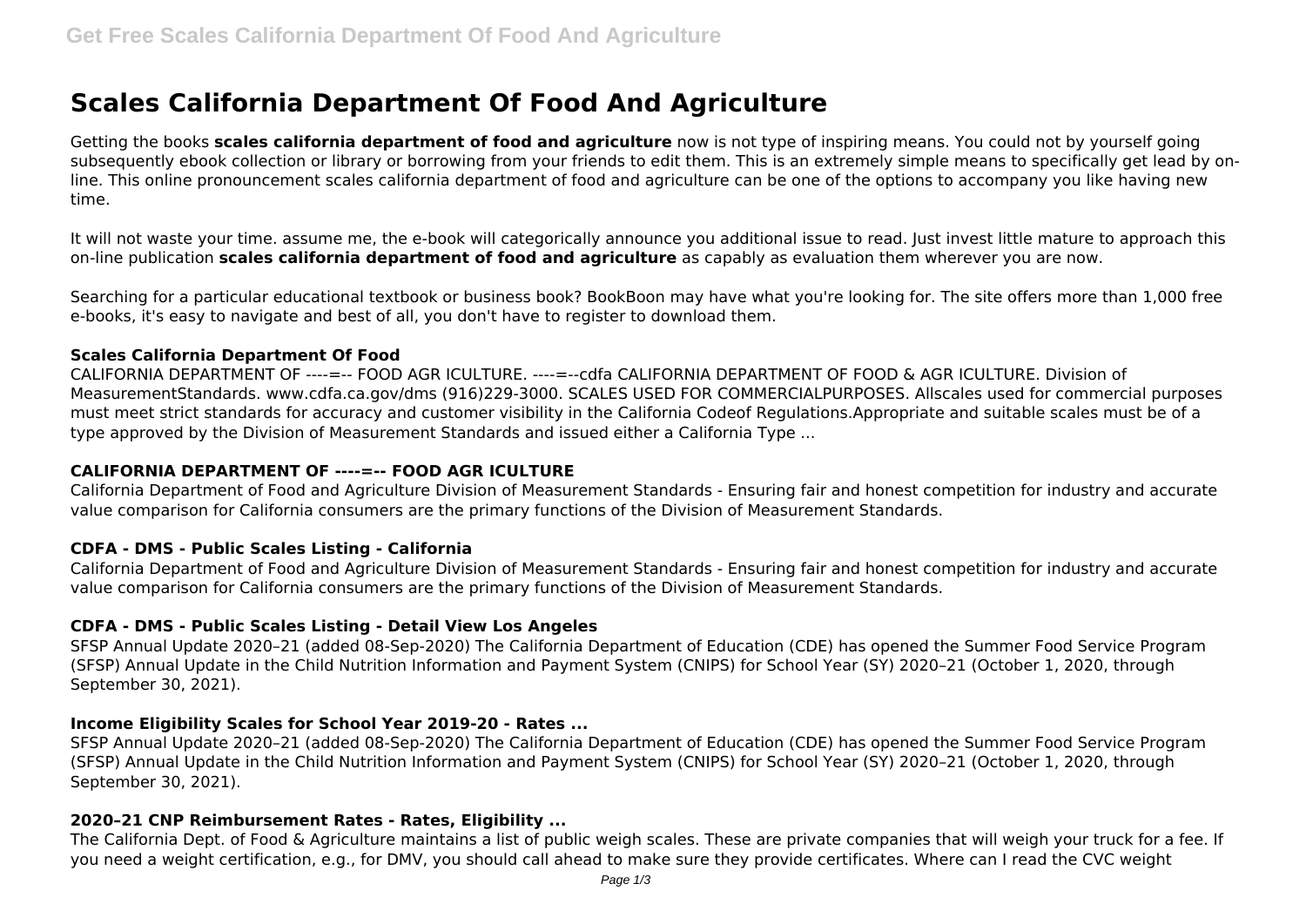# Scales California Department Of Food And Agriculture

Getting the books **scales california department of food and agriculture** now is not type of inspiring means. You could not by yourself going subsequently ebook collection or library or borrowing from your friends to edit them. This is an extremely simple means to specifically get lead by on-line. This online pronouncement scales california department of food and agriculture can be one of the options to accompany you like having new time.

It will not waste your time. assume me, the e-book will categorically announce you additional issue to read. Just invest little mature to approach this on-line publication **scales california department of food and agriculture** as capably as evaluation them wherever you are now.

Searching for a particular educational textbook or business book? BookBoon may have what you're looking for. The site offers more than 1,000 free e-books, it's easy to navigate and best of all, you don't have to register to download them.

### Scales California Department Of Food

CALIFORNIA DEPARTMENT OF ----=-- FOOD AGR ICULTURE. ----=--cdfa CALIFORNIA DEPARTMENT OF FOOD & AGR ICULTURE. Division of MeasurementStandards. www.cdfa.ca.gov/dms (916)229-3000. SCALES USED FOR COMMERCIALPURPOSES. Allscales used for commercial purposes must meet strict standards for accuracy and customer visibility in the California Codeof Regulations.Appropriate and suitable scales must be of a type approved by the Division of Measurement Standards and issued either a California Type ...

### CALIFORNIA DEPARTMENT OF ----=-- FOOD AGR ICULTURE

California Department of Food and Agriculture Division of Measurement Standards - Ensuring fair and honest competition for industry and accurate value comparison for California consumers are the primary functions of the Division of Measurement Standards.

### CDFA - DMS - Public Scales Listing - California

California Department of Food and Agriculture Division of Measurement Standards - Ensuring fair and honest competition for industry and accurate value comparison for California consumers are the primary functions of the Division of Measurement Standards.

### CDFA - DMS - Public Scales Listing - Detail View Los Angeles

SFSP Annual Update 2020–21 (added 08-Sep-2020) The California Department of Education (CDE) has opened the Summer Food Service Program (SFSP) Annual Update in the Child Nutrition Information and Payment System (CNIPS) for School Year (SY) 2020–21 (October 1, 2020, through September 30, 2021).

### Income Eligibility Scales for School Year 2019-20 - Rates ...

SFSP Annual Update 2020–21 (added 08-Sep-2020) The California Department of Education (CDE) has opened the Summer Food Service Program (SFSP) Annual Update in the Child Nutrition Information and Payment System (CNIPS) for School Year (SY) 2020–21 (October 1, 2020, through September 30, 2021).

### 2020–21 CNP Reimbursement Rates - Rates, Eligibility ...

The California Dept. of Food & Agriculture maintains a list of public weigh scales. These are private companies that will weigh your truck for a fee. If you need a weight certification, e.g., for DMV, you should call ahead to make sure they provide certificates. Where can I read the CVC weight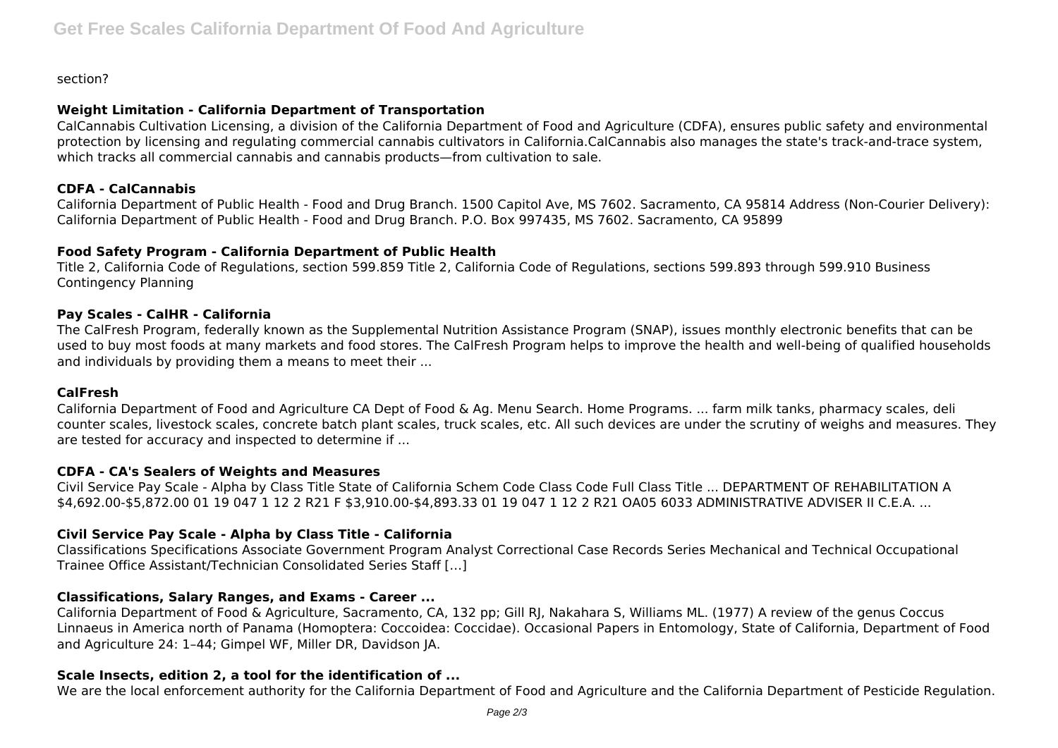section?

### Weight Limitation - California Department of Transportation

CalCannabis Cultivation Licensing, a division of the California Department of Food and Agriculture (CDFA), ensures public safety and environmental protection by licensing and regulating commercial cannabis cultivators in California.CalCannabis also manages the state's track-and-trace system, which tracks all commercial cannabis and cannabis products—from cultivation to sale.

### CDFA - CalCannabis

California Department of Public Health - Food and Drug Branch. 1500 Capitol Ave, MS 7602. Sacramento, CA 95814 Address (Non-Courier Delivery): California Department of Public Health - Food and Drug Branch. P.O. Box 997435, MS 7602. Sacramento, CA 95899

### Food Safety Program - California Department of Public Health

Title 2, California Code of Regulations, section 599.859 Title 2, California Code of Regulations, sections 599.893 through 599.910 Business Contingency Planning

### Pay Scales - CalHR - California

The CalFresh Program, federally known as the Supplemental Nutrition Assistance Program (SNAP), issues monthly electronic benefits that can be used to buy most foods at many markets and food stores. The CalFresh Program helps to improve the health and well-being of qualified households and individuals by providing them a means to meet their ...

### CalFresh

California Department of Food and Agriculture CA Dept of Food & Ag. Menu Search. Home Programs. ... farm milk tanks, pharmacy scales, deli counter scales, livestock scales, concrete batch plant scales, truck scales, etc. All such devices are under the scrutiny of weighs and measures. They are tested for accuracy and inspected to determine if ...

### CDFA - CA's Sealers of Weights and Measures

Civil Service Pay Scale - Alpha by Class Title State of California Schem Code Class Code Full Class Title ... DEPARTMENT OF REHABILITATION A $4,692.00-$5,872.00 01 19 047 1 12 2 R21 F $3,910.00-$4,893.33 01 19 047 1 12 2 R21 OA05 6033 ADMINISTRATIVE ADVISER II C.E.A. ...

### Civil Service Pay Scale - Alpha by Class Title - California

Classifications Specifications Associate Government Program Analyst Correctional Case Records Series Mechanical and Technical Occupational Trainee Office Assistant/Technician Consolidated Series Staff […]

### Classifications, Salary Ranges, and Exams - Career ...

California Department of Food & Agriculture, Sacramento, CA, 132 pp; Gill RJ, Nakahara S, Williams ML. (1977) A review of the genus Coccus Linnaeus in America north of Panama (Homoptera: Coccoidea: Coccidae). Occasional Papers in Entomology, State of California, Department of Food and Agriculture 24: 1–44; Gimpel WF, Miller DR, Davidson JA.

### Scale Insects, edition 2, a tool for the identification of ...

We are the local enforcement authority for the California Department of Food and Agriculture and the California Department of Pesticide Regulation.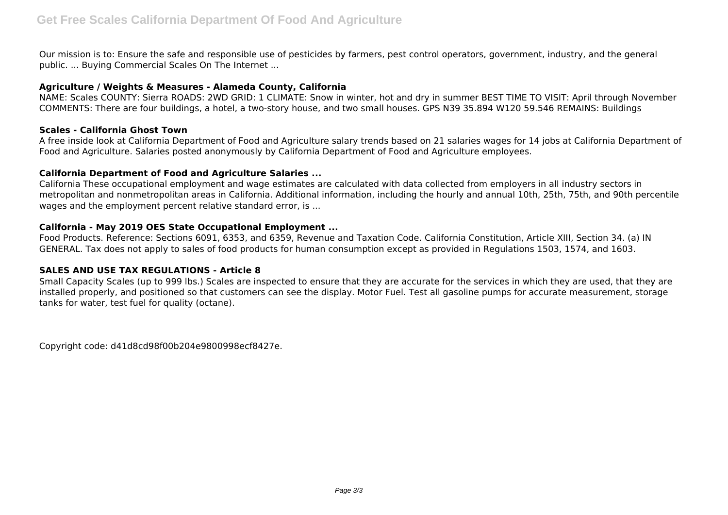Our mission is to: Ensure the safe and responsible use of pesticides by farmers, pest control operators, government, industry, and the general public. ... Buying Commercial Scales On The Internet ...

**Agriculture / Weights & Measures - Alameda County, California**

NAME: Scales COUNTY: Sierra ROADS: 2WD GRID: 1 CLIMATE: Snow in winter, hot and dry in summer BEST TIME TO VISIT: April through November COMMENTS: There are four buildings, a hotel, a two-story house, and two small houses. GPS N39 35.894 W120 59.546 REMAINS: Buildings

**Scales - California Ghost Town**

A free inside look at California Department of Food and Agriculture salary trends based on 21 salaries wages for 14 jobs at California Department of Food and Agriculture. Salaries posted anonymously by California Department of Food and Agriculture employees.

**California Department of Food and Agriculture Salaries ...**

California These occupational employment and wage estimates are calculated with data collected from employers in all industry sectors in metropolitan and nonmetropolitan areas in California. Additional information, including the hourly and annual 10th, 25th, 75th, and 90th percentile wages and the employment percent relative standard error, is ...

**California - May 2019 OES State Occupational Employment ...**

Food Products. Reference: Sections 6091, 6353, and 6359, Revenue and Taxation Code. California Constitution, Article XIII, Section 34. (a) IN GENERAL. Tax does not apply to sales of food products for human consumption except as provided in Regulations 1503, 1574, and 1603.

**SALES AND USE TAX REGULATIONS - Article 8**

Small Capacity Scales (up to 999 lbs.) Scales are inspected to ensure that they are accurate for the services in which they are used, that they are installed properly, and positioned so that customers can see the display. Motor Fuel. Test all gasoline pumps for accurate measurement, storage tanks for water, test fuel for quality (octane).

Copyright code: d41d8cd98f00b204e9800998ecf8427e.